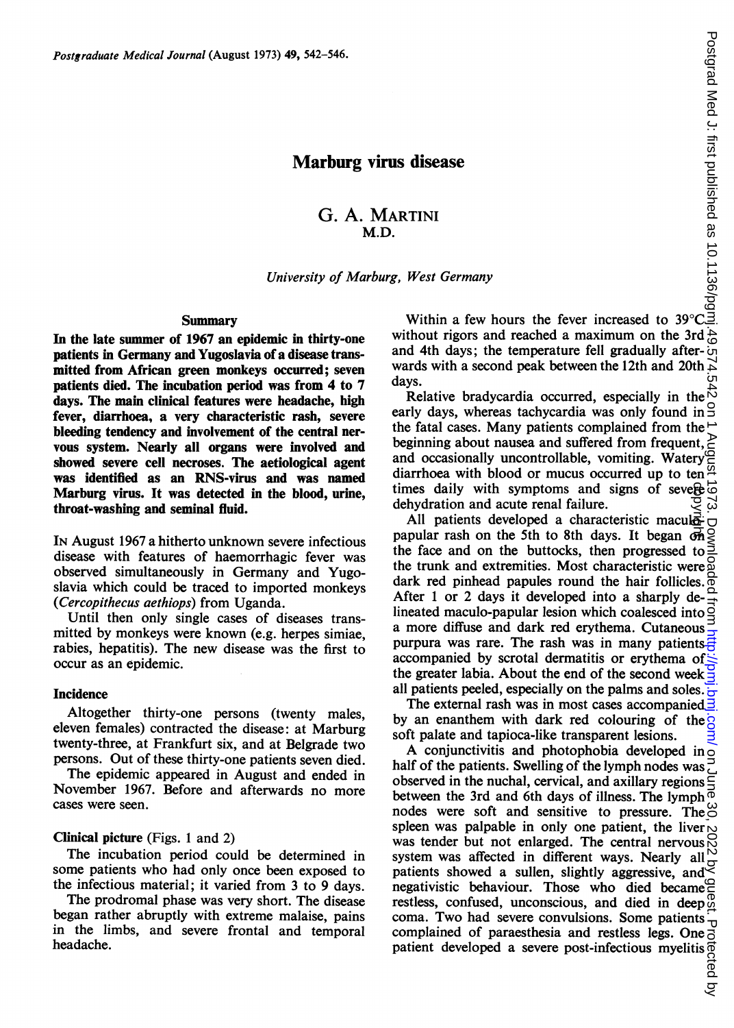# Marburg virus disease

## G. A. MARTINI
M.D.

*University of Marburg, West Germany*

### Summary

**In the late summer of 1967 an epidemic in thirty-one patients in Germany and Yugoslavia of a disease transmitted from African green monkeys occurred; seven patients died. The incubation period was from 4 to 7 days. The main clinical features were headache, high fever, diarrhoea, a very characteristic rash, severe bleeding tendency and involvement of the central nervous system. Nearly all organs were involved and showed severe cell necroses. The aetiological agent was identified as an RNS-virus and was named Marburg virus. It was detected in the blood, urine, throat-washing and seminal fluid.**

IN August 1967 a hitherto unknown severe infectious disease with features of haemorrhagic fever was observed simultaneously in Germany and Yugoslavia which could be traced to imported monkeys (*Cercopithecus aethiops*) from Uganda.

Until then only single cases of diseases transmitted by monkeys were known (e.g. herpes simiae, rabies, hepatitis). The new disease was the first to occur as an epidemic.

### Incidence

Altogether thirty-one persons (twenty males, eleven females) contracted the disease: at Marburg twenty-three, at Frankfurt six, and at Belgrade two persons. Out of these thirty-one patients seven died.

The epidemic appeared in August and ended in November 1967. Before and afterwards no more cases were seen.

### Clinical picture (Figs. 1 and 2)

The incubation period could be determined in some patients who had only once been exposed to the infectious material; it varied from 3 to 9 days.

The prodromal phase was very short. The disease began rather abruptly with extreme malaise, pains in the limbs, and severe frontal and temporal headache.

Within a few hours the fever increased to 39°C without rigors and reached a maximum on the 3rd and 4th days; the temperature fell gradually afterwards with a second peak between the 12th and 20th days.

Relative bradycardia occurred, especially in the early days, whereas tachycardia was only found in the fatal cases. Many patients complained from the beginning about nausea and suffered from frequent, and occasionally uncontrollable, vomiting. Watery diarrhoea with blood or mucus occurred up to ten times daily with symptoms and signs of severe dehydration and acute renal failure.

All patients developed a characteristic maculo-papular rash on the 5th to 8th days. It began on the face and on the buttocks, then progressed to the trunk and extremities. Most characteristic were dark red pinhead papules round the hair follicles. After 1 or 2 days it developed into a sharply delineated maculo-papular lesion which coalesced into a more diffuse and dark red erythema. Cutaneous purpura was rare. The rash was in many patients accompanied by scrotal dermatitis or erythema of the greater labia. About the end of the second week all patients peeled, especially on the palms and soles.

The external rash was in most cases accompanied by an enanthem with dark red colouring of the soft palate and tapioca-like transparent lesions.

A conjunctivitis and photophobia developed in half of the patients. Swelling of the lymph nodes was observed in the nuchal, cervical, and axillary regions between the 3rd and 6th days of illness. The lymph nodes were soft and sensitive to pressure. The spleen was palpable in only one patient, the liver was tender but not enlarged. The central nervous system was affected in different ways. Nearly all patients showed a sullen, slightly aggressive, and negativistic behaviour. Those who died became restless, confused, unconscious, and died in deep coma. Two had severe convulsions. Some patients complained of paraesthesia and restless legs. One patient developed a severe post-infectious myelitis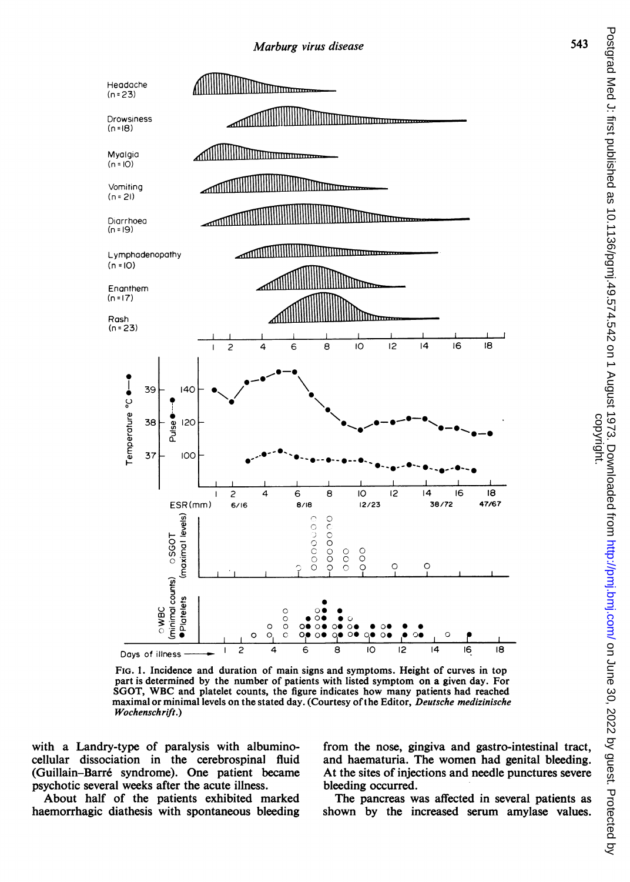FIG. 1. Incidence and duration of main signs and symptoms. Height of curves in top part is determined by the number of patients with listed symptom on a given day. For SGOT, WBC and platelet counts, the figure indicates how many patients had reached maximal or minimal levels on the stated day. (Courtesy of the Editor, *Deutsche medizinische Wochenschrift*.)

with a Landry-type of paralysis with albumino-cellular dissociation in the cerebrospinal fluid (Guillain–Barré syndrome). One patient became psychotic several weeks after the acute illness.

About half of the patients exhibited marked haemorrhagic diathesis with spontaneous bleeding from the nose, gingiva and gastro-intestinal tract, and haematuria. The women had genital bleeding. At the sites of injections and needle punctures severe bleeding occurred.

The pancreas was affected in several patients as shown by the increased serum amylase values.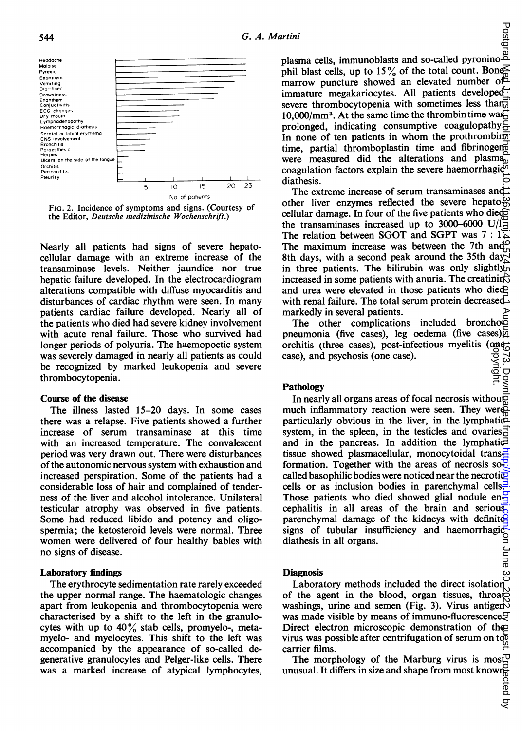Headache
Malaise
Pyrexia
Exanthem
Vomiting
Diarrhoea
Drowsiness
Enanthem
Conjunctivitis
ECG changes
Dry mouth
Lymphadenopathy
Haemorrhagic diathesis
Scrotal or labial erythema
CNS involvement
Bronchitis
Paraesthesia
Herpes
Ulcers on the side of the tongue
Orchitis
Pericarditis
Pleurisy

5 10 15 20 23

No of patients

FIG. 2. Incidence of symptoms and signs. (Courtesy of the Editor, *Deutsche medizinische Wochenschrift*.)

Nearly all patients had signs of severe hepatocellular damage with an extreme increase of the transaminase levels. Neither jaundice nor true hepatic failure developed. In the electrocardiogram alterations compatible with diffuse myocarditis and disturbances of cardiac rhythm were seen. In many patients cardiac failure developed. Nearly all of the patients who died had severe kidney involvement with acute renal failure. Those who survived had longer periods of polyuria. The haemopoetic system was severely damaged in nearly all patients as could be recognized by marked leukopenia and severe thrombocytopenia.

## Course of the disease

The illness lasted 15–20 days. In some cases there was a relapse. Five patients showed a further increase of serum transaminase at this time with an increased temperature. The convalescent period was very drawn out. There were disturbances of the autonomic nervous system with exhaustion and increased perspiration. Some of the patients had a considerable loss of hair and complained of tenderness of the liver and alcohol intolerance. Unilateral testicular atrophy was observed in five patients. Some had reduced libido and potency and oligospermia; the ketosteroid levels were normal. Three women were delivered of four healthy babies with no signs of disease.

## Laboratory findings

The erythrocyte sedimentation rate rarely exceeded the upper normal range. The haematologic changes apart from leukopenia and thrombocytopenia were characterised by a shift to the left in the granulocytes with up to 40% stab cells, promyelo-, metamyelo- and myelocytes. This shift to the left was accompanied by the appearance of so-called degenerative granulocytes and Pelger-like cells. There was a marked increase of atypical lymphocytes, plasma cells, immunoblasts and so-called pyroninophil blast cells, up to 15% of the total count. Bone marrow puncture showed an elevated number of immature megakariocytes. All patients developed severe thrombocytopenia with sometimes less than $10{,}000/\text{mm}^3$. At the same time the thrombin time was prolonged, indicating consumptive coagulopathy. In none of ten patients in whom the prothrombin time, partial thromboplastin time and fibrinogen were measured did the alterations and plasma coagulation factors explain the severe haemorrhagic diathesis.

The extreme increase of serum transaminases and other liver enzymes reflected the severe hepatocellular damage. In four of the five patients who died the transaminases increased up to 3000–6000 U/l. The relation between SGOT and SGPT was 7 : 1. The maximum increase was between the 7th and 8th days, with a second peak around the 35th day in three patients. The bilirubin was only slightly increased in some patients with anuria. The creatinin and urea were elevated in those patients who died with renal failure. The total serum protein decreased markedly in several patients.

The other complications included bronchopneumonia (five cases), leg oedema (five cases), orchitis (three cases), post-infectious myelitis (one case), and psychosis (one case).

## Pathology

In nearly all organs areas of focal necrosis without much inflammatory reaction were seen. They were particularly obvious in the liver, in the lymphatic system, in the spleen, in the testicles and ovaries, and in the pancreas. In addition the lymphatic tissue showed plasmacellular, monocytoidal transformation. Together with the areas of necrosis so-called basophilic bodies were noticed near the necrotic cells or as inclusion bodies in parenchymal cells. Those patients who died showed glial nodule encephalitis in all areas of the brain and serious parenchymal damage of the kidneys with definite signs of tubular insufficiency and haemorrhagic diathesis in all organs.

## Diagnosis

Laboratory methods included the direct isolation of the agent in the blood, organ tissues, throat washings, urine and semen (Fig. 3). Virus antigen was made visible by means of immuno-fluorescence. Direct electron microscopic demonstration of the virus was possible after centrifugation of serum on to carrier films.

The morphology of the Marburg virus is most unusual. It differs in size and shape from most known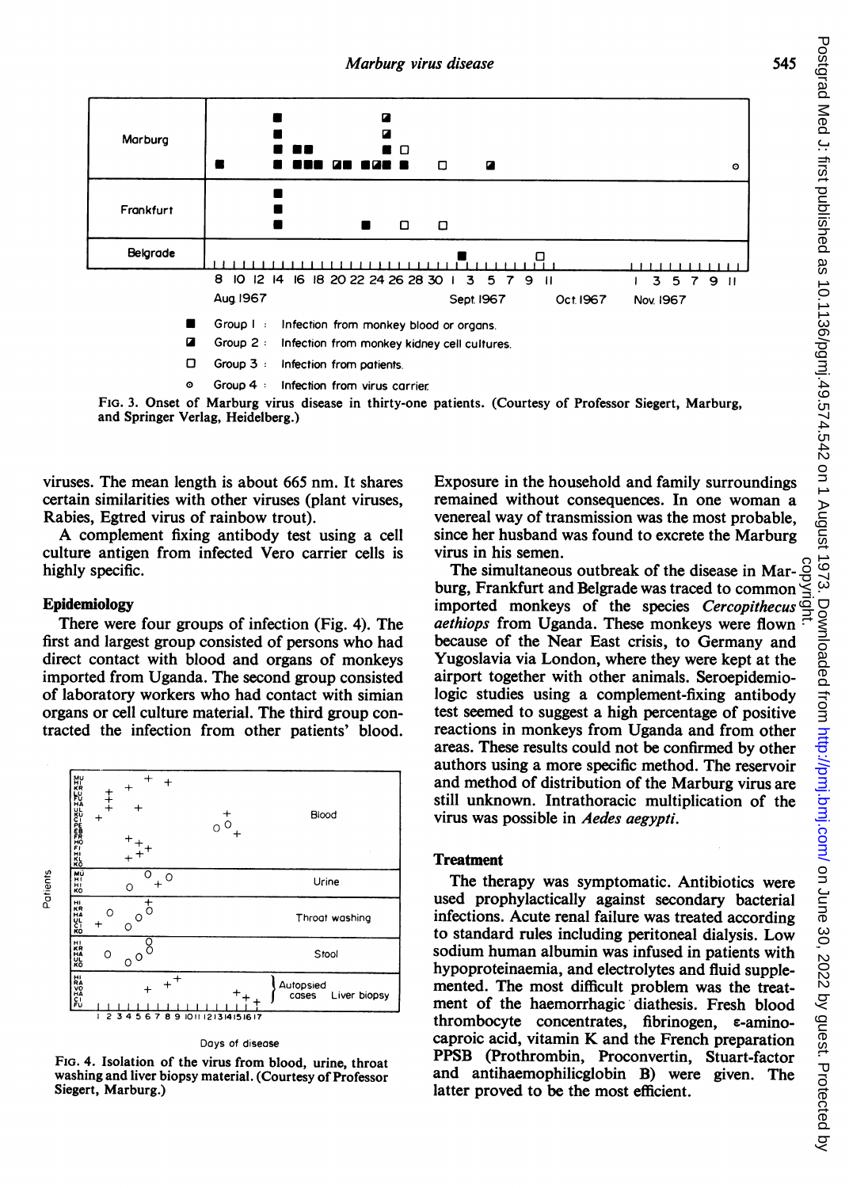FIG. 3. Onset of Marburg virus disease in thirty-one patients. (Courtesy of Professor Siegert, Marburg, and Springer Verlag, Heidelberg.)

viruses. The mean length is about 665 nm. It shares certain similarities with other viruses (plant viruses, Rabies, Egtred virus of rainbow trout).

A complement fixing antibody test using a cell culture antigen from infected Vero carrier cells is highly specific.

## Epidemiology

There were four groups of infection (Fig. 4). The first and largest group consisted of persons who had direct contact with blood and organs of monkeys imported from Uganda. The second group consisted of laboratory workers who had contact with simian organs or cell culture material. The third group contracted the infection from other patients' blood.

FIG. 4. Isolation of the virus from blood, urine, throat washing and liver biopsy material. (Courtesy of Professor Siegert, Marburg.)

Exposure in the household and family surroundings remained without consequences. In one woman a venereal way of transmission was the most probable, since her husband was found to excrete the Marburg virus in his semen.

The simultaneous outbreak of the disease in Marburg, Frankfurt and Belgrade was traced to common imported monkeys of the species *Cercopithecus aethiops* from Uganda. These monkeys were flown because of the Near East crisis, to Germany and Yugoslavia via London, where they were kept at the airport together with other animals. Seroepidemiologic studies using a complement-fixing antibody test seemed to suggest a high percentage of positive reactions in monkeys from Uganda and from other areas. These results could not be confirmed by other authors using a more specific method. The reservoir and method of distribution of the Marburg virus are still unknown. Intrathoracic multiplication of the virus was possible in *Aedes aegypti*.

## Treatment

The therapy was symptomatic. Antibiotics were used prophylactically against secondary bacterial infections. Acute renal failure was treated according to standard rules including peritoneal dialysis. Low sodium human albumin was infused in patients with hypoproteinaemia, and electrolytes and fluid supplemented. The most difficult problem was the treatment of the haemorrhagic diathesis. Fresh blood thrombocyte concentrates, fibrinogen, ε-amino-caproic acid, vitamin K and the French preparation PPSB (Prothrombin, Proconvertin, Stuart-factor and antihaemophilicglobin B) were given. The latter proved to be the most efficient.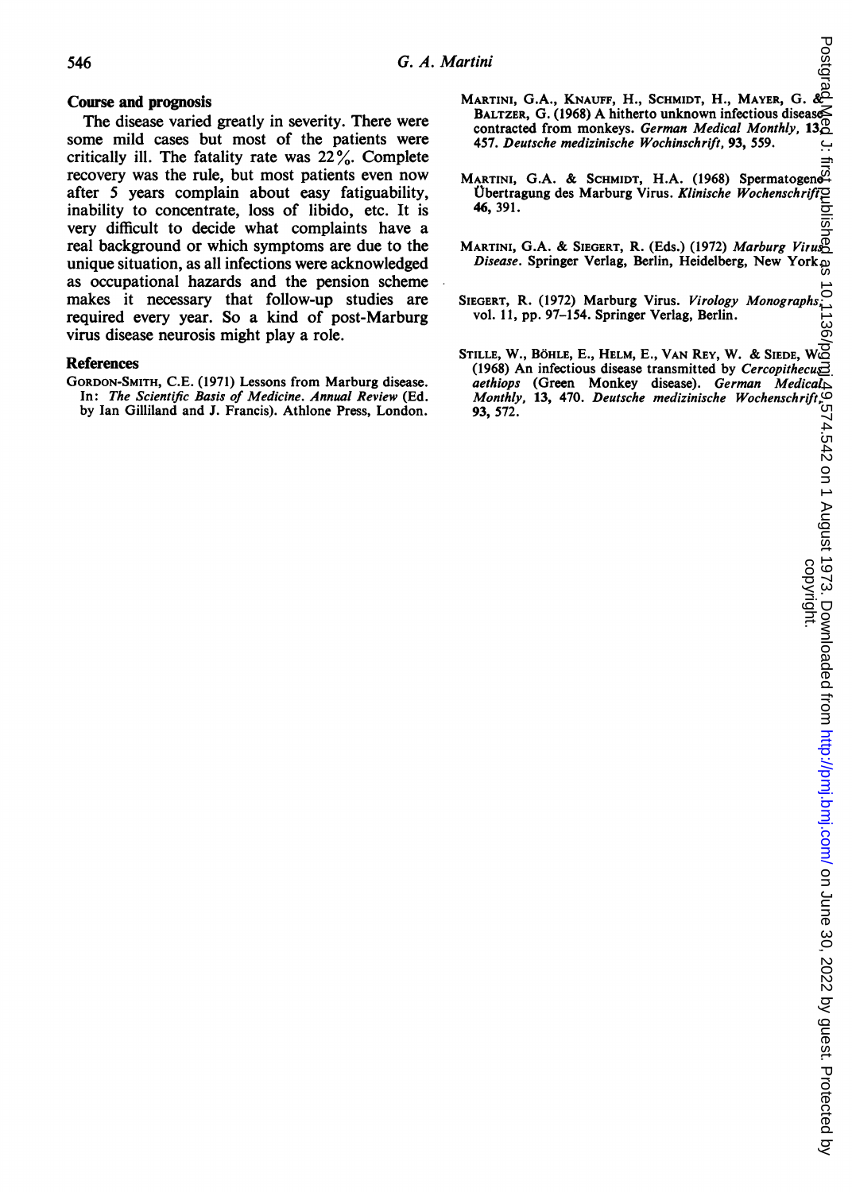## Course and prognosis

The disease varied greatly in severity. There were some mild cases but most of the patients were critically ill. The fatality rate was 22%. Complete recovery was the rule, but most patients even now after 5 years complain about easy fatiguability, inability to concentrate, loss of libido, etc. It is very difficult to decide what complaints have a real background or which symptoms are due to the unique situation, as all infections were acknowledged as occupational hazards and the pension scheme makes it necessary that follow-up studies are required every year. So a kind of post-Marburg virus disease neurosis might play a role.

## References

GORDON-SMITH, C.E. (1971) Lessons from Marburg disease. In: *The Scientific Basis of Medicine. Annual Review* (Ed. by Ian Gilliland and J. Francis). Athlone Press, London.

MARTINI, G.A., KNAUFF, H., SCHMIDT, H., MAYER, G. & BALTZER, G. (1968) A hitherto unknown infectious disease contracted from monkeys. *German Medical Monthly*, 13, 457. *Deutsche medizinische Wochinschrift*, 93, 559.

MARTINI, G.A. & SCHMIDT, H.A. (1968) Spermatogene Übertragung des Marburg Virus. *Klinische Wochenschrift*, 46, 391.

MARTINI, G.A. & SIEGERT, R. (Eds.) (1972) *Marburg Virus Disease*. Springer Verlag, Berlin, Heidelberg, New York.

SIEGERT, R. (1972) Marburg Virus. *Virology Monographs*, vol. 11, pp. 97–154. Springer Verlag, Berlin.

STILLE, W., BÖHLE, E., HELM, E., VAN REY, W. & SIEDE, W. (1968) An infectious disease transmitted by *Cercopithecus aethiops* (Green Monkey disease). *German Medical Monthly*, 13, 470. *Deutsche medizinische Wochenschrift*, 93, 572.